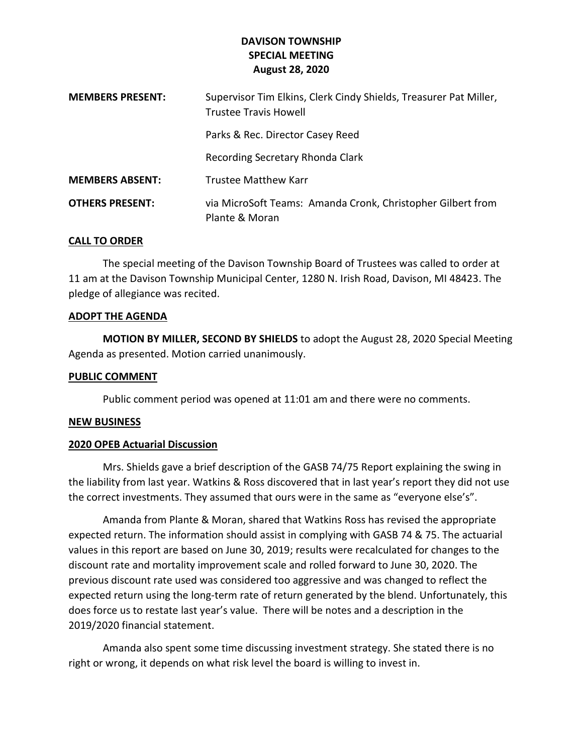# DAVISON TOWNSHIP
## SPECIAL MEETING
## August 28, 2020

| | |
|---|---|
| **MEMBERS PRESENT:** | Supervisor Tim Elkins, Clerk Cindy Shields, Treasurer Pat Miller, Trustee Travis Howell |
| | Parks & Rec. Director Casey Reed |
| | Recording Secretary Rhonda Clark |
| **MEMBERS ABSENT:** | Trustee Matthew Karr |
| **OTHERS PRESENT:** | via MicroSoft Teams: Amanda Cronk, Christopher Gilbert from Plante & Moran |

### CALL TO ORDER

The special meeting of the Davison Township Board of Trustees was called to order at 11 am at the Davison Township Municipal Center, 1280 N. Irish Road, Davison, MI 48423. The pledge of allegiance was recited.

### ADOPT THE AGENDA

**MOTION BY MILLER, SECOND BY SHIELDS** to adopt the August 28, 2020 Special Meeting Agenda as presented. Motion carried unanimously.

### PUBLIC COMMENT

Public comment period was opened at 11:01 am and there were no comments.

### NEW BUSINESS

### 2020 OPEB Actuarial Discussion

Mrs. Shields gave a brief description of the GASB 74/75 Report explaining the swing in the liability from last year. Watkins & Ross discovered that in last year's report they did not use the correct investments. They assumed that ours were in the same as "everyone else's".

Amanda from Plante & Moran, shared that Watkins Ross has revised the appropriate expected return. The information should assist in complying with GASB 74 & 75. The actuarial values in this report are based on June 30, 2019; results were recalculated for changes to the discount rate and mortality improvement scale and rolled forward to June 30, 2020. The previous discount rate used was considered too aggressive and was changed to reflect the expected return using the long-term rate of return generated by the blend. Unfortunately, this does force us to restate last year's value. There will be notes and a description in the 2019/2020 financial statement.

Amanda also spent some time discussing investment strategy. She stated there is no right or wrong, it depends on what risk level the board is willing to invest in.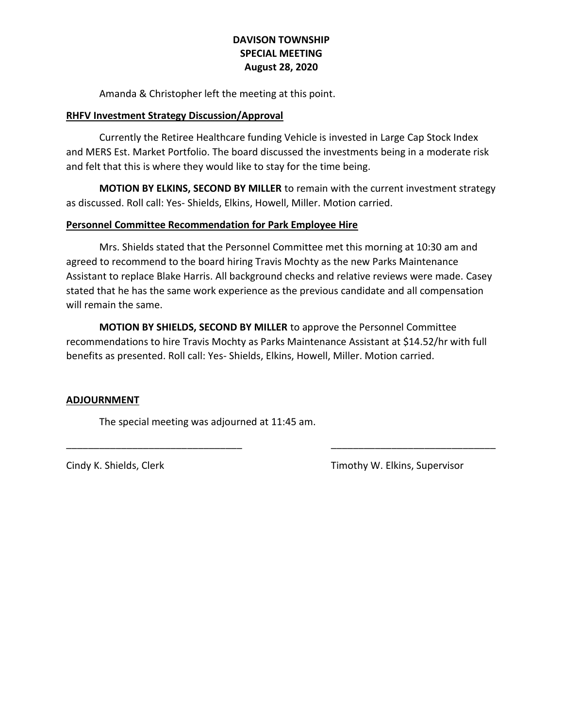**DAVISON TOWNSHIP**
**SPECIAL MEETING**
**August 28, 2020**

Amanda & Christopher left the meeting at this point.

**RHFV Investment Strategy Discussion/Approval**

Currently the Retiree Healthcare funding Vehicle is invested in Large Cap Stock Index and MERS Est. Market Portfolio. The board discussed the investments being in a moderate risk and felt that this is where they would like to stay for the time being.

**MOTION BY ELKINS, SECOND BY MILLER** to remain with the current investment strategy as discussed. Roll call: Yes- Shields, Elkins, Howell, Miller. Motion carried.

**Personnel Committee Recommendation for Park Employee Hire**

Mrs. Shields stated that the Personnel Committee met this morning at 10:30 am and agreed to recommend to the board hiring Travis Mochty as the new Parks Maintenance Assistant to replace Blake Harris. All background checks and relative reviews were made. Casey stated that he has the same work experience as the previous candidate and all compensation will remain the same.

**MOTION BY SHIELDS, SECOND BY MILLER** to approve the Personnel Committee recommendations to hire Travis Mochty as Parks Maintenance Assistant at $14.52/hr with full benefits as presented. Roll call: Yes- Shields, Elkins, Howell, Miller. Motion carried.

**ADJOURNMENT**

The special meeting was adjourned at 11:45 am.

_______________________________ _______________________________

Cindy K. Shields, Clerk Timothy W. Elkins, Supervisor